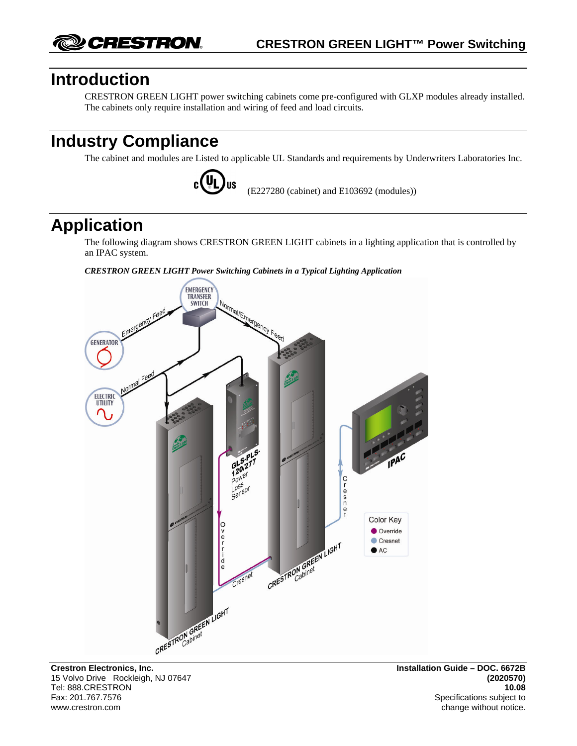# Introduction

CRESTRON GREEN LIGHT power switching cabinets come pre-configured with GLXP modules already installed. The cabinets only require installation and wiring of feed and load circuits.

# Industry Compliance

The cabinet and modules are Listed to applicable UL Standards and requirements by Underwriters Laboratories Inc.

(E227280 (cabinet) and E103692 (modules))

# Application

The following diagram shows CRESTRON GREEN LIGHT cabinets in a lighting application that is controlled by an IPAC system.

***CRESTRON GREEN LIGHT Power Switching Cabinets in a Typical Lighting Application***

**Crestron Electronics, Inc.**
15 Volvo Drive Rockleigh, NJ 07647
Tel: 888.CRESTRON
Fax: 201.767.7576
www.crestron.com

**Installation Guide – DOC. 6672B**
**(2020570)**
**10.08**
Specifications subject to change without notice.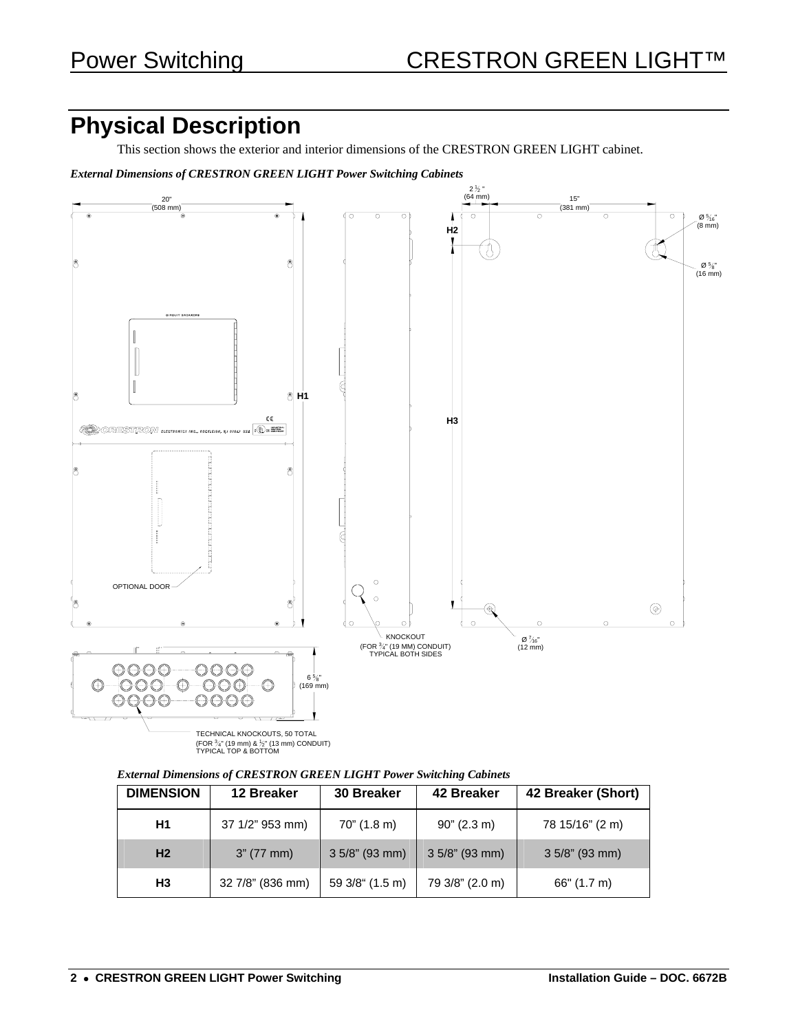# Physical Description

This section shows the exterior and interior dimensions of the CRESTRON GREEN LIGHT cabinet.

*External Dimensions of CRESTRON GREEN LIGHT Power Switching Cabinets*

20" (508 mm)

2 1/2" (64 mm)

15" (381 mm)

Ø 5/16" (8 mm)

Ø 5/8" (16 mm)

H1

H2

H3

OPTIONAL DOOR

KNOCKOUT (FOR 3/4" (19 MM) CONDUIT) TYPICAL BOTH SIDES

Ø 7/16" (12 mm)

6 5/8" (169 mm)

TECHNICAL KNOCKOUTS, 50 TOTAL (FOR 3/4" (19 mm) & 1/2" (13 mm) CONDUIT) TYPICAL TOP & BOTTOM

*External Dimensions of CRESTRON GREEN LIGHT Power Switching Cabinets*

| DIMENSION | 12 Breaker | 30 Breaker | 42 Breaker | 42 Breaker (Short) |
|---|---|---|---|---|
| H1 | 37 1/2" 953 mm) | 70" (1.8 m) | 90" (2.3 m) | 78 15/16" (2 m) |
| H2 | 3" (77 mm) | 3 5/8" (93 mm) | 3 5/8" (93 mm) | 3 5/8" (93 mm) |
| H3 | 32 7/8" (836 mm) | 59 3/8" (1.5 m) | 79 3/8" (2.0 m) | 66" (1.7 m) |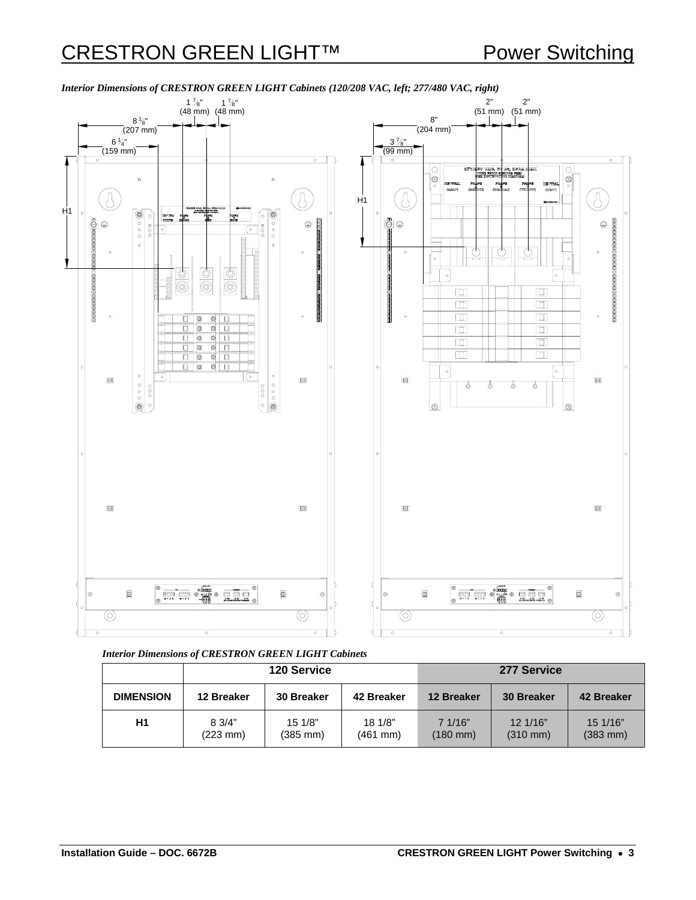*Interior Dimensions of CRESTRON GREEN LIGHT Cabinets (120/208 VAC, left; 277/480 VAC, right)*

*Interior Dimensions of CRESTRON GREEN LIGHT Cabinets*

| | 120 Service | | | 277 Service | | |
|---|---|---|---|---|---|---|
| **DIMENSION** | **12 Breaker** | **30 Breaker** | **42 Breaker** | **12 Breaker** | **30 Breaker** | **42 Breaker** |
| **H1** | 8 3/4" (223 mm) | 15 1/8" (385 mm) | 18 1/8" (461 mm) | 7 1/16" (180 mm) | 12 1/16" (310 mm) | 15 1/16" (383 mm) |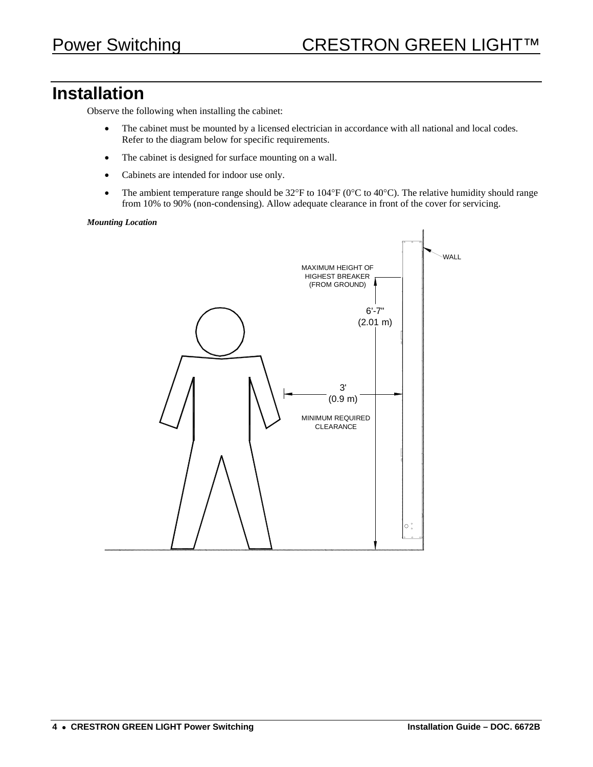# Installation

Observe the following when installing the cabinet:

- The cabinet must be mounted by a licensed electrician in accordance with all national and local codes. Refer to the diagram below for specific requirements.
- The cabinet is designed for surface mounting on a wall.
- Cabinets are intended for indoor use only.
- The ambient temperature range should be 32°F to 104°F (0°C to 40°C). The relative humidity should range from 10% to 90% (non-condensing). Allow adequate clearance in front of the cover for servicing.

***Mounting Location***

WALL

MAXIMUM HEIGHT OF HIGHEST BREAKER (FROM GROUND)

6'-7" (2.01 m)

3' (0.9 m)

MINIMUM REQUIRED CLEARANCE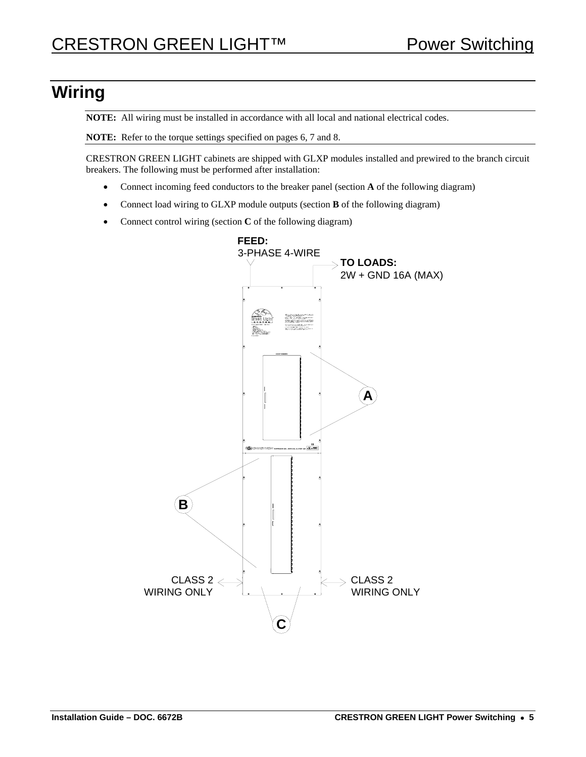## Wiring

**NOTE:** All wiring must be installed in accordance with all local and national electrical codes.

**NOTE:** Refer to the torque settings specified on pages 6, 7 and 8.

CRESTRON GREEN LIGHT cabinets are shipped with GLXP modules installed and prewired to the branch circuit breakers. The following must be performed after installation:

- Connect incoming feed conductors to the breaker panel (section **A** of the following diagram)
- Connect load wiring to GLXP module outputs (section **B** of the following diagram)
- Connect control wiring (section **C** of the following diagram)

**FEED:**
3-PHASE 4-WIRE

**TO LOADS:**
2W + GND 16A (MAX)

A

B

CLASS 2
WIRING ONLY

CLASS 2
WIRING ONLY

C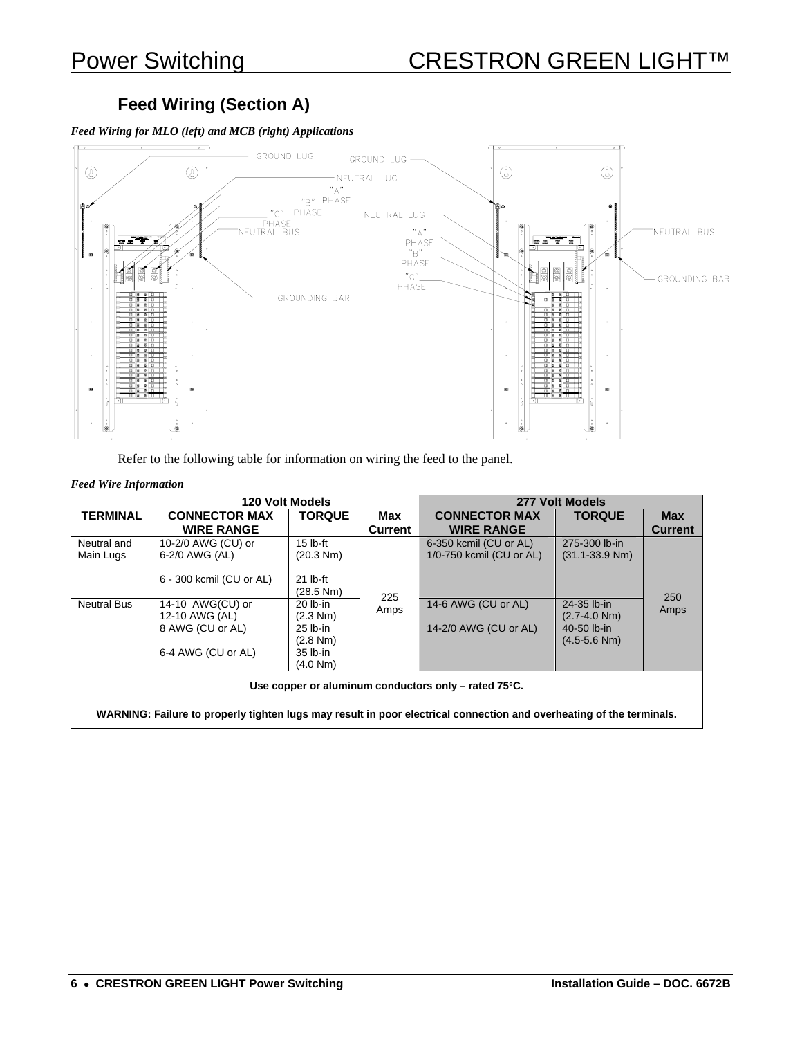## Feed Wiring (Section A)

*Feed Wiring for MLO (left) and MCB (right) Applications*

Refer to the following table for information on wiring the feed to the panel.

*Feed Wire Information*

| | 120 Volt Models | | | 277 Volt Models | | |
|---|---|---|---|---|---|---|
| **TERMINAL** | **CONNECTOR MAX WIRE RANGE** | **TORQUE** | **Max Current** | **CONNECTOR MAX WIRE RANGE** | **TORQUE** | **Max Current** |
| Neutral and Main Lugs | 10-2/0 AWG (CU) or 6-2/0 AWG (AL)<br><br>6 - 300 kcmil (CU or AL) | 15 lb-ft (20.3 Nm)<br><br>21 lb-ft (28.5 Nm) | 225 Amps | 6-350 kcmil (CU or AL)<br>1/0-750 kcmil (CU or AL) | 275-300 lb-in (31.1-33.9 Nm) | 250 Amps |
| Neutral Bus | 14-10 AWG(CU) or 12-10 AWG (AL)<br>8 AWG (CU or AL)<br><br>6-4 AWG (CU or AL) | 20 lb-in (2.3 Nm)<br>25 lb-in (2.8 Nm)<br>35 lb-in (4.0 Nm) | | 14-6 AWG (CU or AL)<br><br>14-2/0 AWG (CU or AL) | 24-35 lb-in (2.7-4.0 Nm)<br>40-50 lb-in (4.5-5.6 Nm) | |
| **Use copper or aluminum conductors only – rated 75°C.** | | | | | | |
| **WARNING: Failure to properly tighten lugs may result in poor electrical connection and overheating of the terminals.** | | | | | | |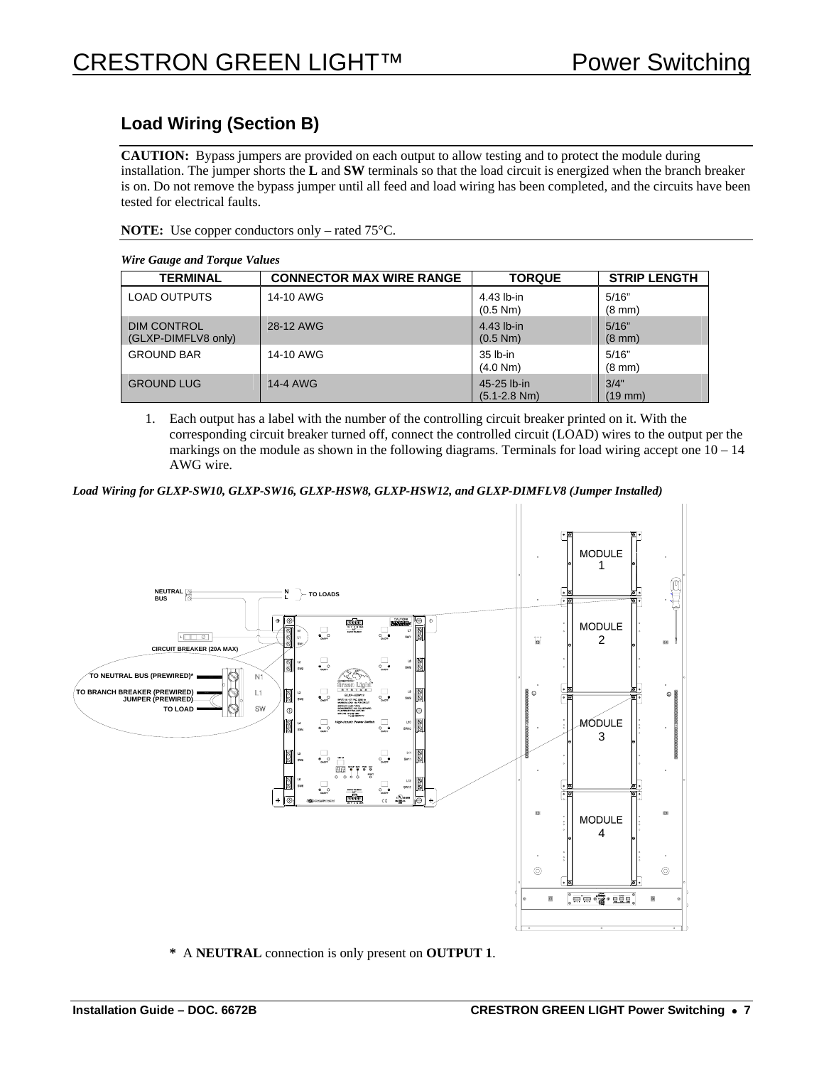## Load Wiring (Section B)

**CAUTION:** Bypass jumpers are provided on each output to allow testing and to protect the module during installation. The jumper shorts the **L** and **SW** terminals so that the load circuit is energized when the branch breaker is on. Do not remove the bypass jumper until all feed and load wiring has been completed, and the circuits have been tested for electrical faults.

**NOTE:** Use copper conductors only – rated 75°C.

***Wire Gauge and Torque Values***

| TERMINAL | CONNECTOR MAX WIRE RANGE | TORQUE | STRIP LENGTH |
|---|---|---|---|
| LOAD OUTPUTS | 14-10 AWG | 4.43 lb-in (0.5 Nm) | 5/16" (8 mm) |
| DIM CONTROL (GLXP-DIMFLV8 only) | 28-12 AWG | 4.43 lb-in (0.5 Nm) | 5/16" (8 mm) |
| GROUND BAR | 14-10 AWG | 35 lb-in (4.0 Nm) | 5/16" (8 mm) |
| GROUND LUG | 14-4 AWG | 45-25 lb-in (5.1-2.8 Nm) | 3/4" (19 mm) |

1. Each output has a label with the number of the controlling circuit breaker printed on it. With the corresponding circuit breaker turned off, connect the controlled circuit (LOAD) wires to the output per the markings on the module as shown in the following diagrams. Terminals for load wiring accept one 10 – 14 AWG wire.

***Load Wiring for GLXP-SW10, GLXP-SW16, GLXP-HSW8, GLXP-HSW12, and GLXP-DIMFLV8 (Jumper Installed)***

NEUTRAL BUS
N
L
TO LOADS
CIRCUIT BREAKER (20A MAX)
TO NEUTRAL BUS (PREWIRED)*
TO BRANCH BREAKER (PREWIRED)
JUMPER (PREWIRED)
TO LOAD
N1
L1
SW
MODULE 1
MODULE 2
MODULE 3
MODULE 4

\* A **NEUTRAL** connection is only present on **OUTPUT 1**.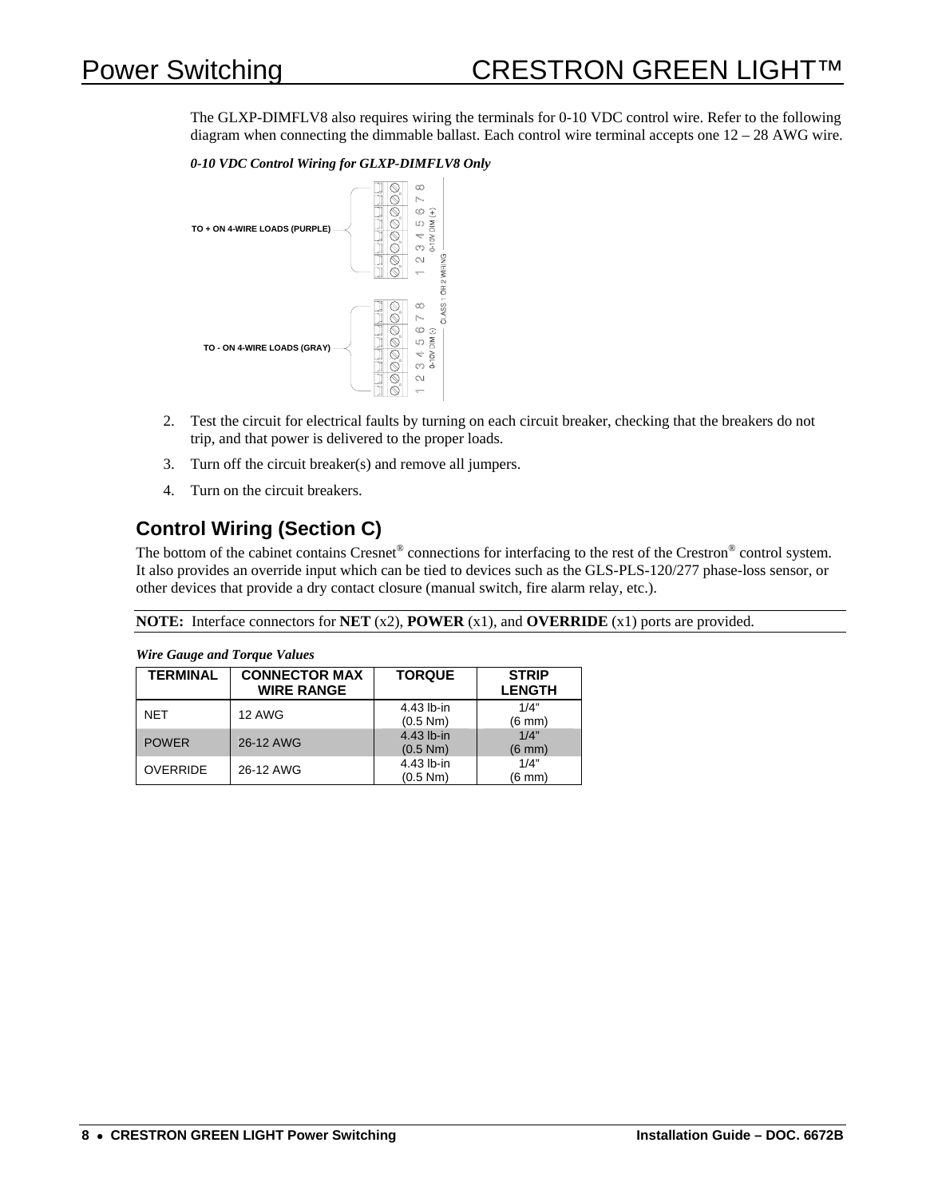The GLXP-DIMFLV8 also requires wiring the terminals for 0-10 VDC control wire. Refer to the following diagram when connecting the dimmable ballast. Each control wire terminal accepts one 12 – 28 AWG wire.

***0-10 VDC Control Wiring for GLXP-DIMFLV8 Only***

TO + ON 4-WIRE LOADS (PURPLE)

TO - ON 4-WIRE LOADS (GRAY)

1 2 3 4 5 6 7 8 0-10V DIM (+)

1 2 3 4 5 6 7 8 0-10V DIM (-)

CLASS 1 OR 2 WIRING

2. Test the circuit for electrical faults by turning on each circuit breaker, checking that the breakers do not trip, and that power is delivered to the proper loads.
3. Turn off the circuit breaker(s) and remove all jumpers.
4. Turn on the circuit breakers.

## Control Wiring (Section C)

The bottom of the cabinet contains Cresnet® connections for interfacing to the rest of the Crestron® control system. It also provides an override input which can be tied to devices such as the GLS-PLS-120/277 phase-loss sensor, or other devices that provide a dry contact closure (manual switch, fire alarm relay, etc.).

**NOTE:** Interface connectors for **NET** (x2), **POWER** (x1), and **OVERRIDE** (x1) ports are provided.

***Wire Gauge and Torque Values***

| TERMINAL | CONNECTOR MAX WIRE RANGE | TORQUE | STRIP LENGTH |
|---|---|---|---|
| NET | 12 AWG | 4.43 lb-in (0.5 Nm) | 1/4" (6 mm) |
| POWER | 26-12 AWG | 4.43 lb-in (0.5 Nm) | 1/4" (6 mm) |
| OVERRIDE | 26-12 AWG | 4.43 lb-in (0.5 Nm) | 1/4" (6 mm) |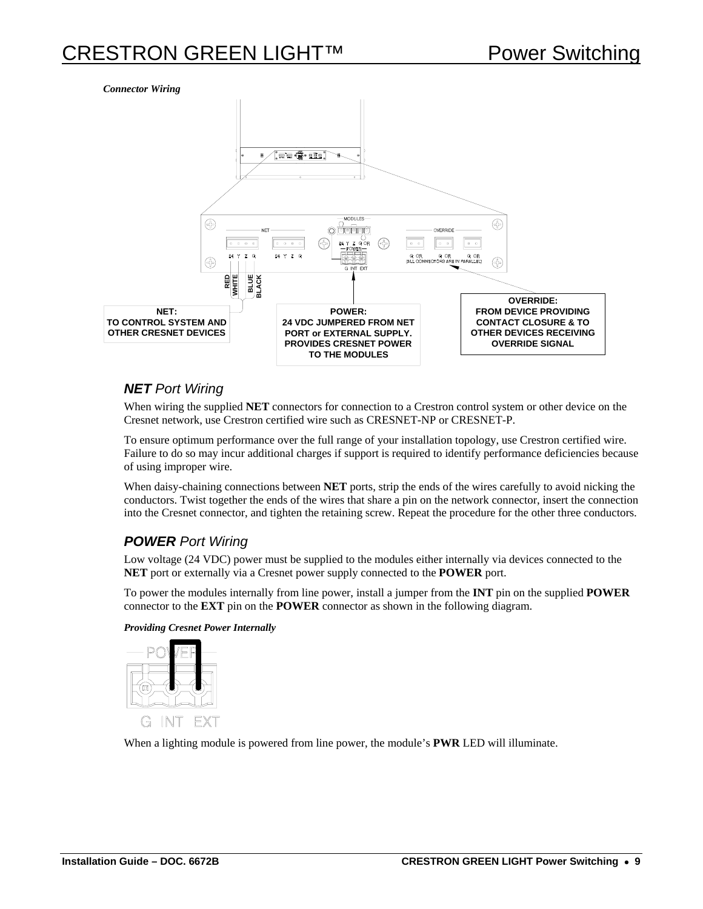*Connector Wiring*

## ***NET*** *Port Wiring*

When wiring the supplied **NET** connectors for connection to a Crestron control system or other device on the Cresnet network, use Crestron certified wire such as CRESNET-NP or CRESNET-P.

To ensure optimum performance over the full range of your installation topology, use Crestron certified wire. Failure to do so may incur additional charges if support is required to identify performance deficiencies because of using improper wire.

When daisy-chaining connections between **NET** ports, strip the ends of the wires carefully to avoid nicking the conductors. Twist together the ends of the wires that share a pin on the network connector, insert the connection into the Cresnet connector, and tighten the retaining screw. Repeat the procedure for the other three conductors.

## ***POWER*** *Port Wiring*

Low voltage (24 VDC) power must be supplied to the modules either internally via devices connected to the **NET** port or externally via a Cresnet power supply connected to the **POWER** port.

To power the modules internally from line power, install a jumper from the **INT** pin on the supplied **POWER** connector to the **EXT** pin on the **POWER** connector as shown in the following diagram.

***Providing Cresnet Power Internally***

When a lighting module is powered from line power, the module's **PWR** LED will illuminate.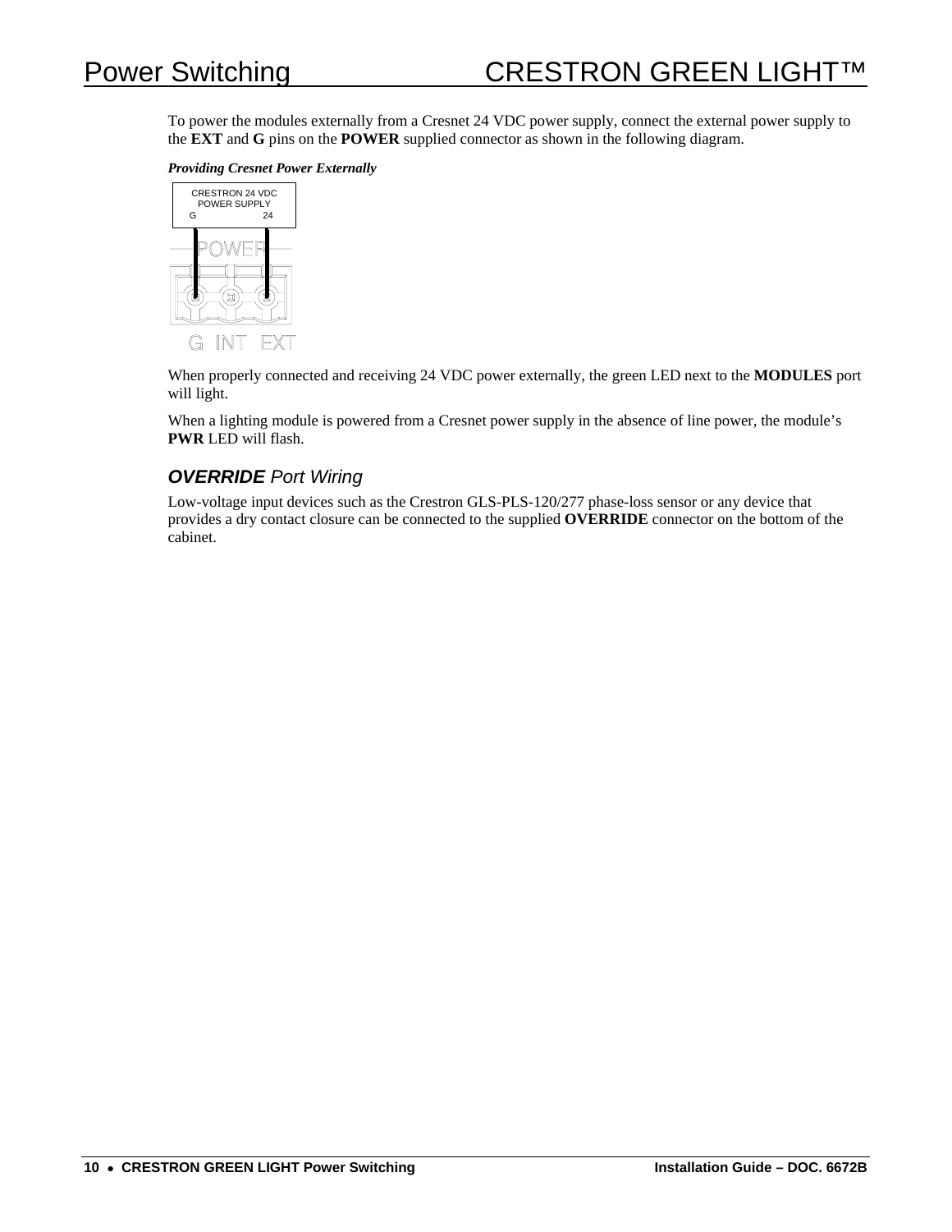To power the modules externally from a Cresnet 24 VDC power supply, connect the external power supply to the **EXT** and **G** pins on the **POWER** supplied connector as shown in the following diagram.

***Providing Cresnet Power Externally***

When properly connected and receiving 24 VDC power externally, the green LED next to the **MODULES** port will light.

When a lighting module is powered from a Cresnet power supply in the absence of line power, the module's **PWR** LED will flash.

## ***OVERRIDE*** *Port Wiring*

Low-voltage input devices such as the Crestron GLS-PLS-120/277 phase-loss sensor or any device that provides a dry contact closure can be connected to the supplied **OVERRIDE** connector on the bottom of the cabinet.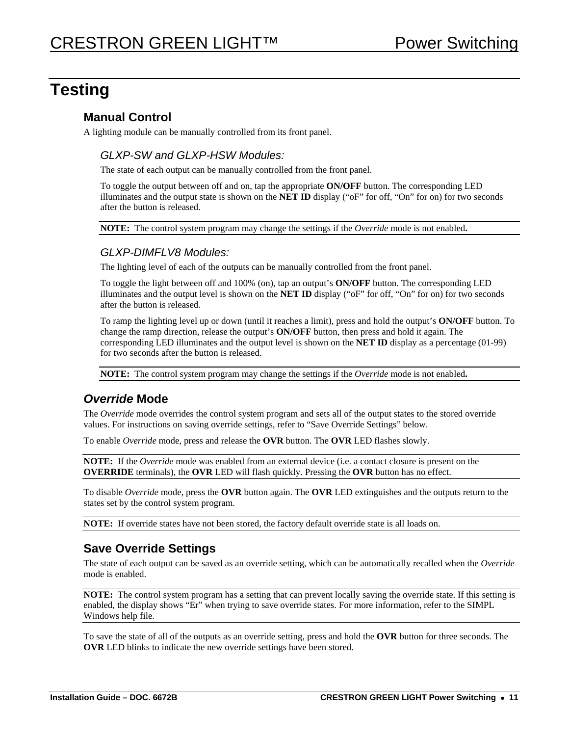# Testing

## Manual Control

A lighting module can be manually controlled from its front panel.

### *GLXP-SW and GLXP-HSW Modules:*

The state of each output can be manually controlled from the front panel.

To toggle the output between off and on, tap the appropriate **ON/OFF** button. The corresponding LED illuminates and the output state is shown on the **NET ID** display ("oF" for off, "On" for on) for two seconds after the button is released.

**NOTE:** The control system program may change the settings if the *Override* mode is not enabled**.**

### *GLXP-DIMFLV8 Modules:*

The lighting level of each of the outputs can be manually controlled from the front panel.

To toggle the light between off and 100% (on), tap an output's **ON/OFF** button. The corresponding LED illuminates and the output level is shown on the **NET ID** display ("oF" for off, "On" for on) for two seconds after the button is released.

To ramp the lighting level up or down (until it reaches a limit), press and hold the output's **ON/OFF** button. To change the ramp direction, release the output's **ON/OFF** button, then press and hold it again. The corresponding LED illuminates and the output level is shown on the **NET ID** display as a percentage (01-99) for two seconds after the button is released.

**NOTE:** The control system program may change the settings if the *Override* mode is not enabled**.**

## *Override* Mode

The *Override* mode overrides the control system program and sets all of the output states to the stored override values. For instructions on saving override settings, refer to "Save Override Settings" below.

To enable *Override* mode, press and release the **OVR** button. The **OVR** LED flashes slowly.

**NOTE:** If the *Override* mode was enabled from an external device (i.e. a contact closure is present on the **OVERRIDE** terminals), the **OVR** LED will flash quickly. Pressing the **OVR** button has no effect.

To disable *Override* mode, press the **OVR** button again. The **OVR** LED extinguishes and the outputs return to the states set by the control system program.

**NOTE:** If override states have not been stored, the factory default override state is all loads on.

## Save Override Settings

The state of each output can be saved as an override setting, which can be automatically recalled when the *Override* mode is enabled.

**NOTE:** The control system program has a setting that can prevent locally saving the override state. If this setting is enabled, the display shows "Er" when trying to save override states. For more information, refer to the SIMPL Windows help file.

To save the state of all of the outputs as an override setting, press and hold the **OVR** button for three seconds. The **OVR** LED blinks to indicate the new override settings have been stored.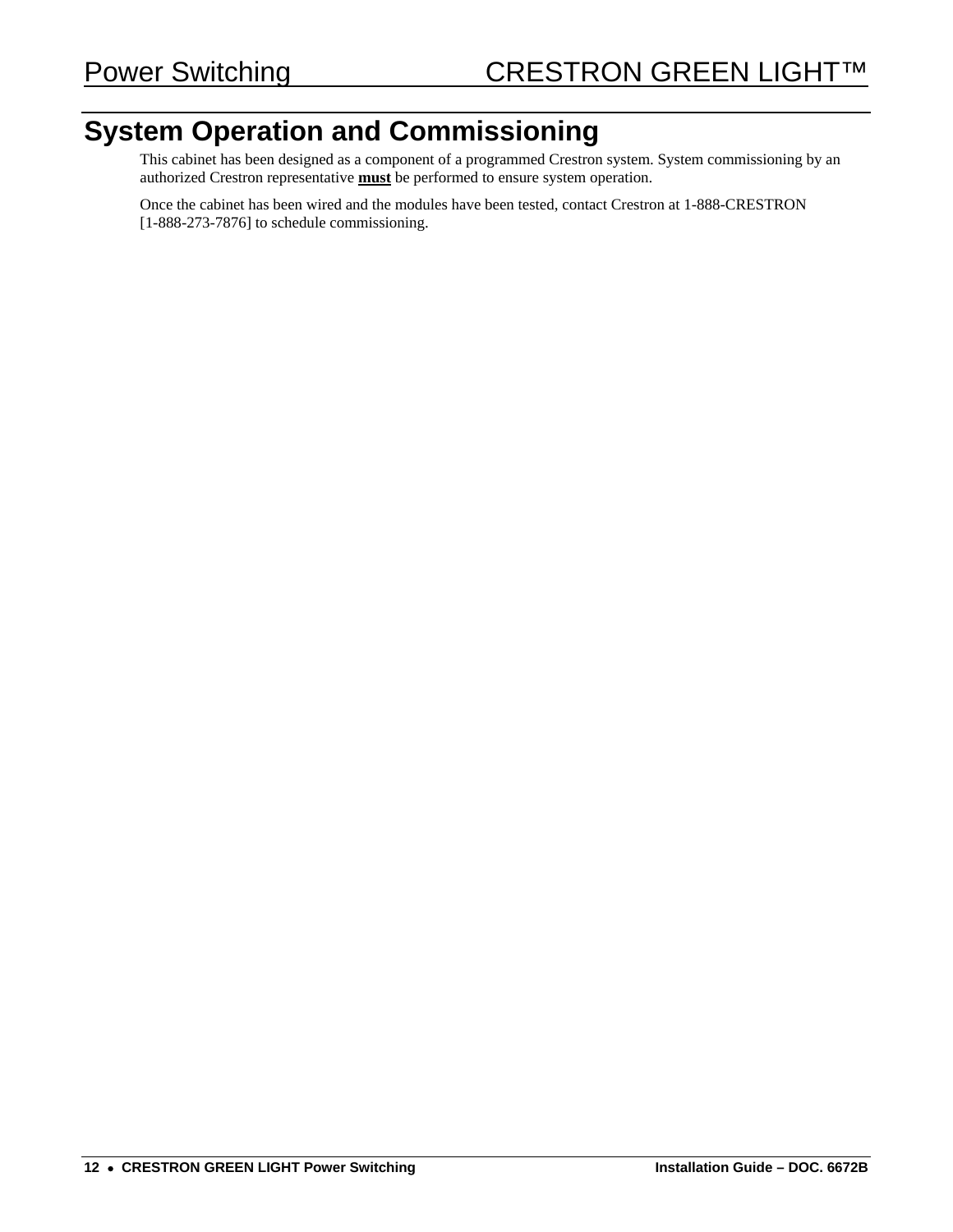# System Operation and Commissioning

This cabinet has been designed as a component of a programmed Crestron system. System commissioning by an authorized Crestron representative **must** be performed to ensure system operation.

Once the cabinet has been wired and the modules have been tested, contact Crestron at 1-888-CRESTRON [1-888-273-7876] to schedule commissioning.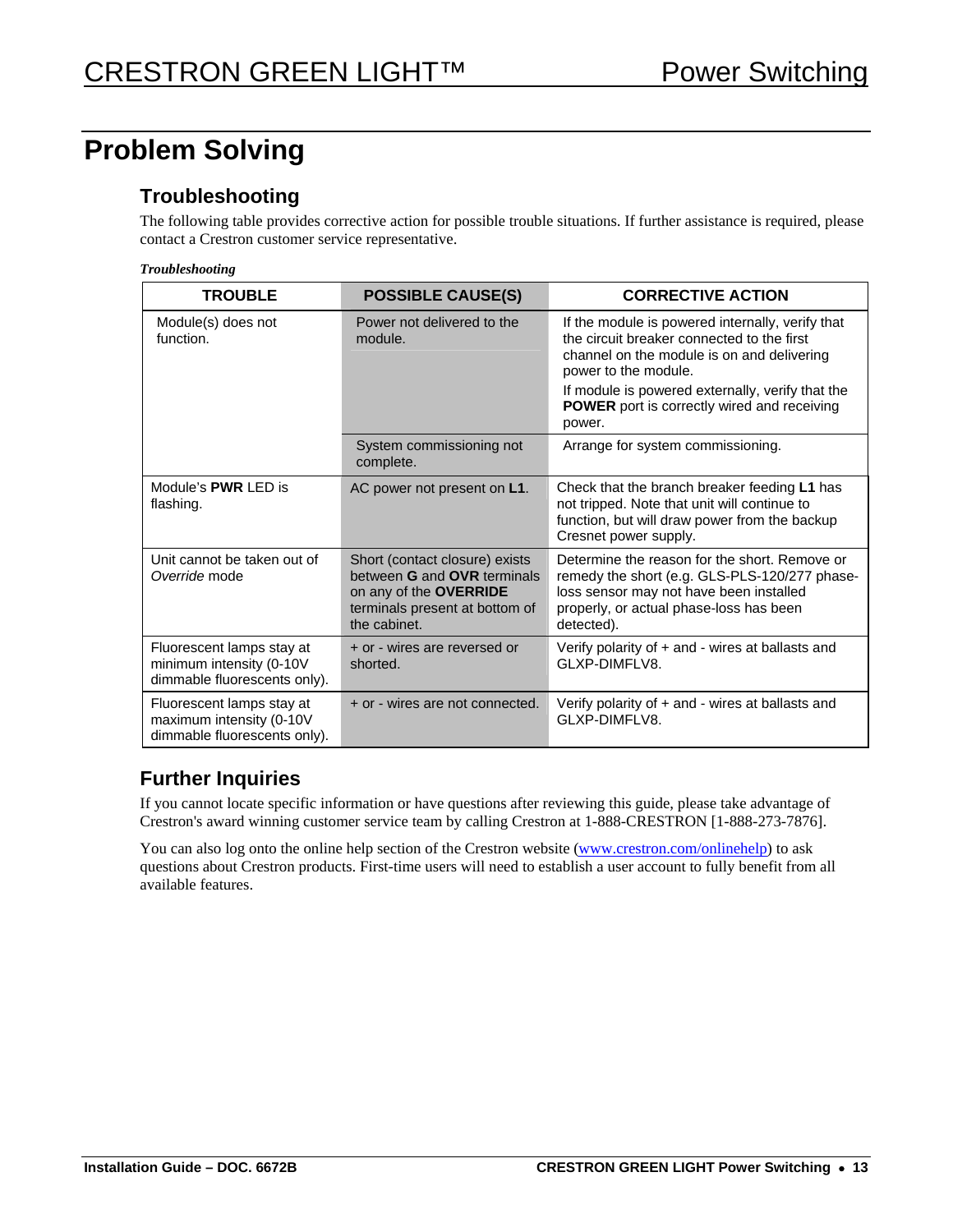# Problem Solving

## Troubleshooting

The following table provides corrective action for possible trouble situations. If further assistance is required, please contact a Crestron customer service representative.

***Troubleshooting***

| TROUBLE | POSSIBLE CAUSE(S) | CORRECTIVE ACTION |
|---|---|---|
| Module(s) does not function. | Power not delivered to the module. | If the module is powered internally, verify that the circuit breaker connected to the first channel on the module is on and delivering power to the module.<br>If module is powered externally, verify that the **POWER** port is correctly wired and receiving power. |
| | System commissioning not complete. | Arrange for system commissioning. |
| Module's **PWR** LED is flashing. | AC power not present on **L1**. | Check that the branch breaker feeding **L1** has not tripped. Note that unit will continue to function, but will draw power from the backup Cresnet power supply. |
| Unit cannot be taken out of *Override* mode | Short (contact closure) exists between **G** and **OVR** terminals on any of the **OVERRIDE** terminals present at bottom of the cabinet. | Determine the reason for the short. Remove or remedy the short (e.g. GLS-PLS-120/277 phase-loss sensor may not have been installed properly, or actual phase-loss has been detected). |
| Fluorescent lamps stay at minimum intensity (0-10V dimmable fluorescents only). | + or - wires are reversed or shorted. | Verify polarity of + and - wires at ballasts and GLXP-DIMFLV8. |
| Fluorescent lamps stay at maximum intensity (0-10V dimmable fluorescents only). | + or - wires are not connected. | Verify polarity of + and - wires at ballasts and GLXP-DIMFLV8. |

## Further Inquiries

If you cannot locate specific information or have questions after reviewing this guide, please take advantage of Crestron's award winning customer service team by calling Crestron at 1-888-CRESTRON [1-888-273-7876].

You can also log onto the online help section of the Crestron website (www.crestron.com/onlinehelp) to ask questions about Crestron products. First-time users will need to establish a user account to fully benefit from all available features.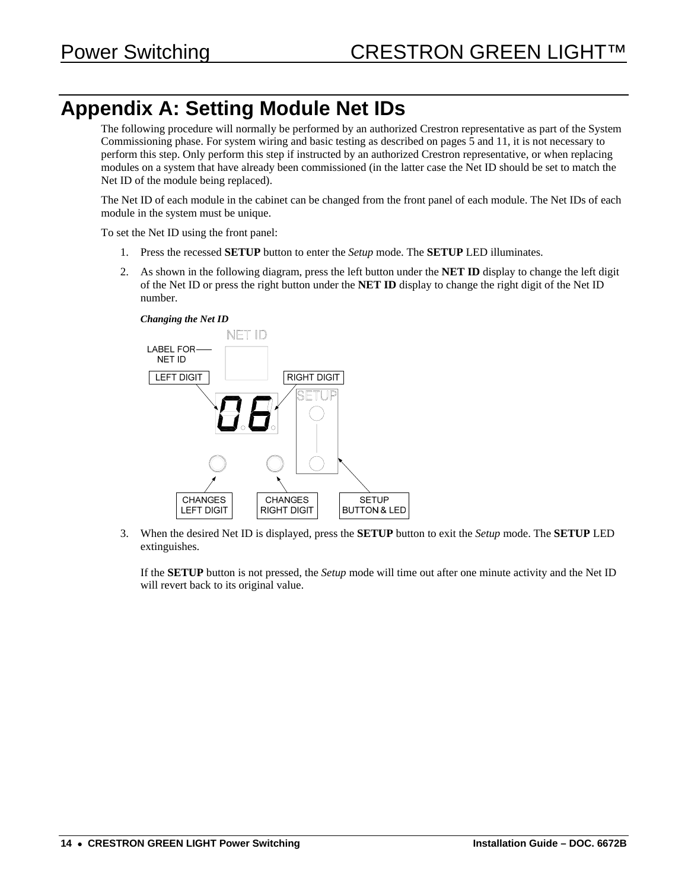# Appendix A: Setting Module Net IDs

The following procedure will normally be performed by an authorized Crestron representative as part of the System Commissioning phase. For system wiring and basic testing as described on pages 5 and 11, it is not necessary to perform this step. Only perform this step if instructed by an authorized Crestron representative, or when replacing modules on a system that have already been commissioned (in the latter case the Net ID should be set to match the Net ID of the module being replaced).

The Net ID of each module in the cabinet can be changed from the front panel of each module. The Net IDs of each module in the system must be unique.

To set the Net ID using the front panel:

1. Press the recessed **SETUP** button to enter the *Setup* mode. The **SETUP** LED illuminates.
2. As shown in the following diagram, press the left button under the **NET ID** display to change the left digit of the Net ID or press the right button under the **NET ID** display to change the right digit of the Net ID number.

   ***Changing the Net ID***

   NET ID

   LABEL FOR NET ID

   LEFT DIGIT | RIGHT DIGIT

   SETUP

   CHANGES LEFT DIGIT | CHANGES RIGHT DIGIT | SETUP BUTTON & LED

3. When the desired Net ID is displayed, press the **SETUP** button to exit the *Setup* mode. The **SETUP** LED extinguishes.

   If the **SETUP** button is not pressed, the *Setup* mode will time out after one minute activity and the Net ID will revert back to its original value.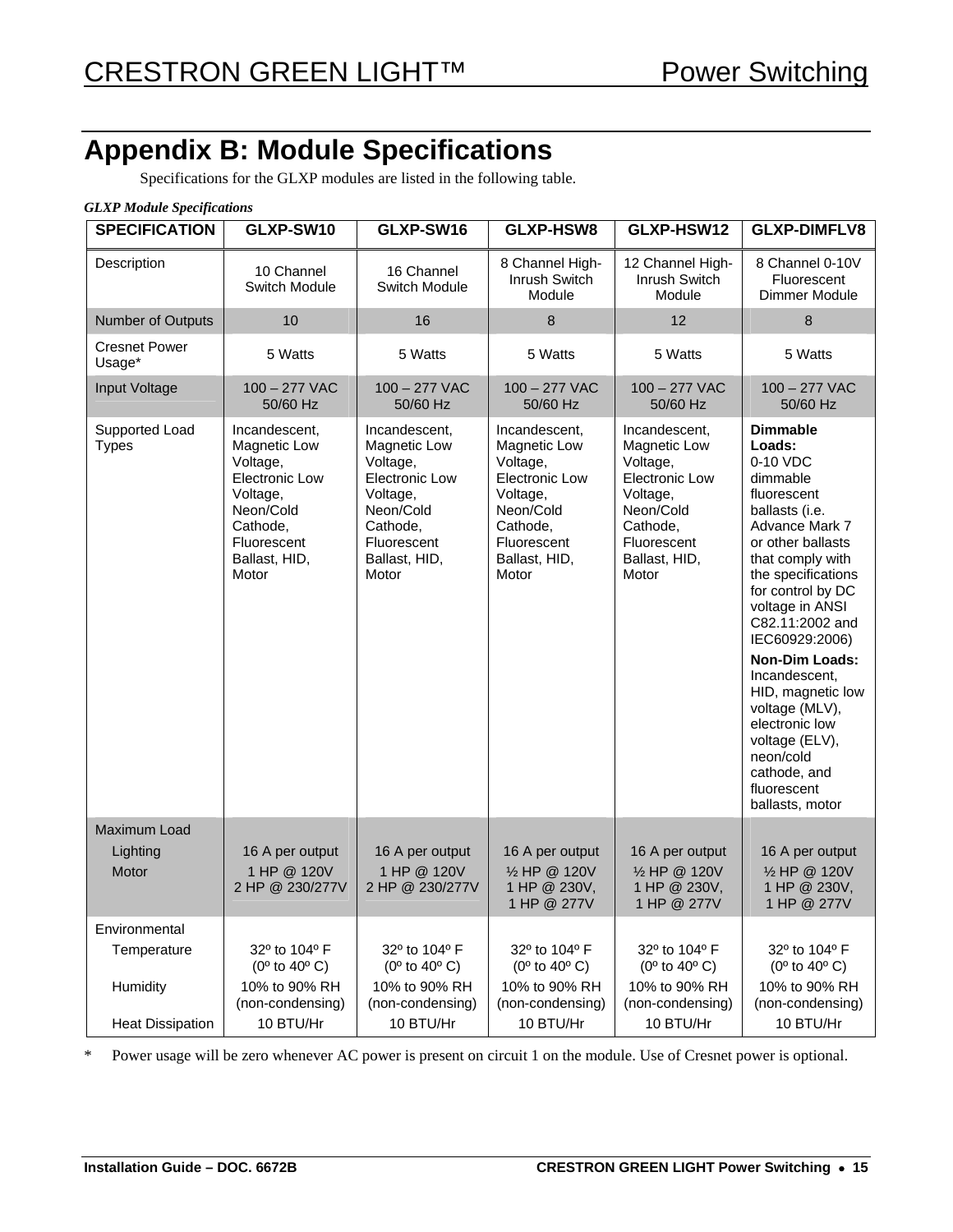# Appendix B: Module Specifications

Specifications for the GLXP modules are listed in the following table.

*GLXP Module Specifications*

| SPECIFICATION | GLXP-SW10 | GLXP-SW16 | GLXP-HSW8 | GLXP-HSW12 | GLXP-DIMFLV8 |
|---|---|---|---|---|---|
| Description | 10 Channel Switch Module | 16 Channel Switch Module | 8 Channel High-Inrush Switch Module | 12 Channel High-Inrush Switch Module | 8 Channel 0-10V Fluorescent Dimmer Module |
| Number of Outputs | 10 | 16 | 8 | 12 | 8 |
| Cresnet Power Usage* | 5 Watts | 5 Watts | 5 Watts | 5 Watts | 5 Watts |
| Input Voltage | 100 – 277 VAC 50/60 Hz | 100 – 277 VAC 50/60 Hz | 100 – 277 VAC 50/60 Hz | 100 – 277 VAC 50/60 Hz | 100 – 277 VAC 50/60 Hz |
| Supported Load Types | Incandescent, Magnetic Low Voltage, Electronic Low Voltage, Neon/Cold Cathode, Fluorescent Ballast, HID, Motor | Incandescent, Magnetic Low Voltage, Electronic Low Voltage, Neon/Cold Cathode, Fluorescent Ballast, HID, Motor | Incandescent, Magnetic Low Voltage, Electronic Low Voltage, Neon/Cold Cathode, Fluorescent Ballast, HID, Motor | Incandescent, Magnetic Low Voltage, Electronic Low Voltage, Neon/Cold Cathode, Fluorescent Ballast, HID, Motor | **Dimmable Loads:** 0-10 VDC dimmable fluorescent ballasts (i.e. Advance Mark 7 or other ballasts that comply with the specifications for control by DC voltage in ANSI C82.11:2002 and IEC60929:2006) **Non-Dim Loads:** Incandescent, HID, magnetic low voltage (MLV), electronic low voltage (ELV), neon/cold cathode, and fluorescent ballasts, motor |
| Maximum Load | | | | | |
| Lighting | 16 A per output | 16 A per output | 16 A per output | 16 A per output | 16 A per output |
| Motor | 1 HP @ 120V 2 HP @ 230/277V | 1 HP @ 120V 2 HP @ 230/277V | ½ HP @ 120V 1 HP @ 230V, 1 HP @ 277V | ½ HP @ 120V 1 HP @ 230V, 1 HP @ 277V | ½ HP @ 120V 1 HP @ 230V, 1 HP @ 277V |
| Environmental | | | | | |
| Temperature | 32º to 104º F (0º to 40º C) | 32º to 104º F (0º to 40º C) | 32º to 104º F (0º to 40º C) | 32º to 104º F (0º to 40º C) | 32º to 104º F (0º to 40º C) |
| Humidity | 10% to 90% RH (non-condensing) | 10% to 90% RH (non-condensing) | 10% to 90% RH (non-condensing) | 10% to 90% RH (non-condensing) | 10% to 90% RH (non-condensing) |
| Heat Dissipation | 10 BTU/Hr | 10 BTU/Hr | 10 BTU/Hr | 10 BTU/Hr | 10 BTU/Hr |

* Power usage will be zero whenever AC power is present on circuit 1 on the module. Use of Cresnet power is optional.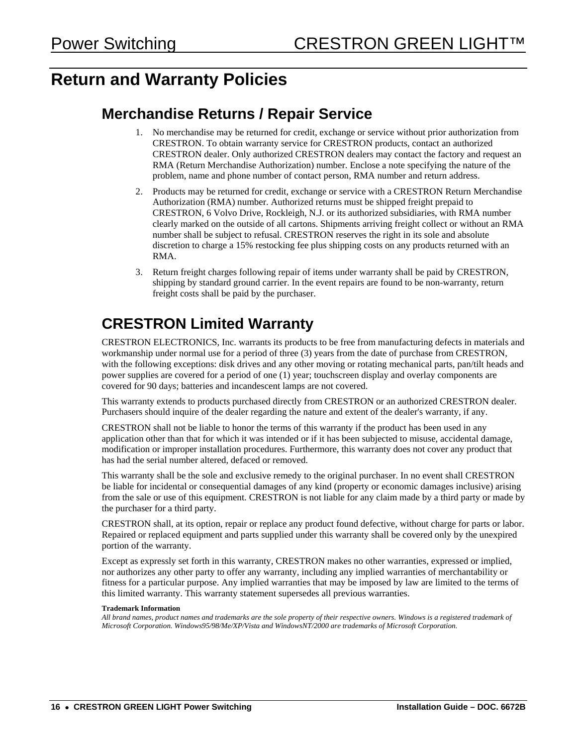# Return and Warranty Policies

## Merchandise Returns / Repair Service

1. No merchandise may be returned for credit, exchange or service without prior authorization from CRESTRON. To obtain warranty service for CRESTRON products, contact an authorized CRESTRON dealer. Only authorized CRESTRON dealers may contact the factory and request an RMA (Return Merchandise Authorization) number. Enclose a note specifying the nature of the problem, name and phone number of contact person, RMA number and return address.
2. Products may be returned for credit, exchange or service with a CRESTRON Return Merchandise Authorization (RMA) number. Authorized returns must be shipped freight prepaid to CRESTRON, 6 Volvo Drive, Rockleigh, N.J. or its authorized subsidiaries, with RMA number clearly marked on the outside of all cartons. Shipments arriving freight collect or without an RMA number shall be subject to refusal. CRESTRON reserves the right in its sole and absolute discretion to charge a 15% restocking fee plus shipping costs on any products returned with an RMA.
3. Return freight charges following repair of items under warranty shall be paid by CRESTRON, shipping by standard ground carrier. In the event repairs are found to be non-warranty, return freight costs shall be paid by the purchaser.

## CRESTRON Limited Warranty

CRESTRON ELECTRONICS, Inc. warrants its products to be free from manufacturing defects in materials and workmanship under normal use for a period of three (3) years from the date of purchase from CRESTRON, with the following exceptions: disk drives and any other moving or rotating mechanical parts, pan/tilt heads and power supplies are covered for a period of one (1) year; touchscreen display and overlay components are covered for 90 days; batteries and incandescent lamps are not covered.

This warranty extends to products purchased directly from CRESTRON or an authorized CRESTRON dealer. Purchasers should inquire of the dealer regarding the nature and extent of the dealer's warranty, if any.

CRESTRON shall not be liable to honor the terms of this warranty if the product has been used in any application other than that for which it was intended or if it has been subjected to misuse, accidental damage, modification or improper installation procedures. Furthermore, this warranty does not cover any product that has had the serial number altered, defaced or removed.

This warranty shall be the sole and exclusive remedy to the original purchaser. In no event shall CRESTRON be liable for incidental or consequential damages of any kind (property or economic damages inclusive) arising from the sale or use of this equipment. CRESTRON is not liable for any claim made by a third party or made by the purchaser for a third party.

CRESTRON shall, at its option, repair or replace any product found defective, without charge for parts or labor. Repaired or replaced equipment and parts supplied under this warranty shall be covered only by the unexpired portion of the warranty.

Except as expressly set forth in this warranty, CRESTRON makes no other warranties, expressed or implied, nor authorizes any other party to offer any warranty, including any implied warranties of merchantability or fitness for a particular purpose. Any implied warranties that may be imposed by law are limited to the terms of this limited warranty. This warranty statement supersedes all previous warranties.

**Trademark Information**

*All brand names, product names and trademarks are the sole property of their respective owners. Windows is a registered trademark of Microsoft Corporation. Windows95/98/Me/XP/Vista and WindowsNT/2000 are trademarks of Microsoft Corporation.*